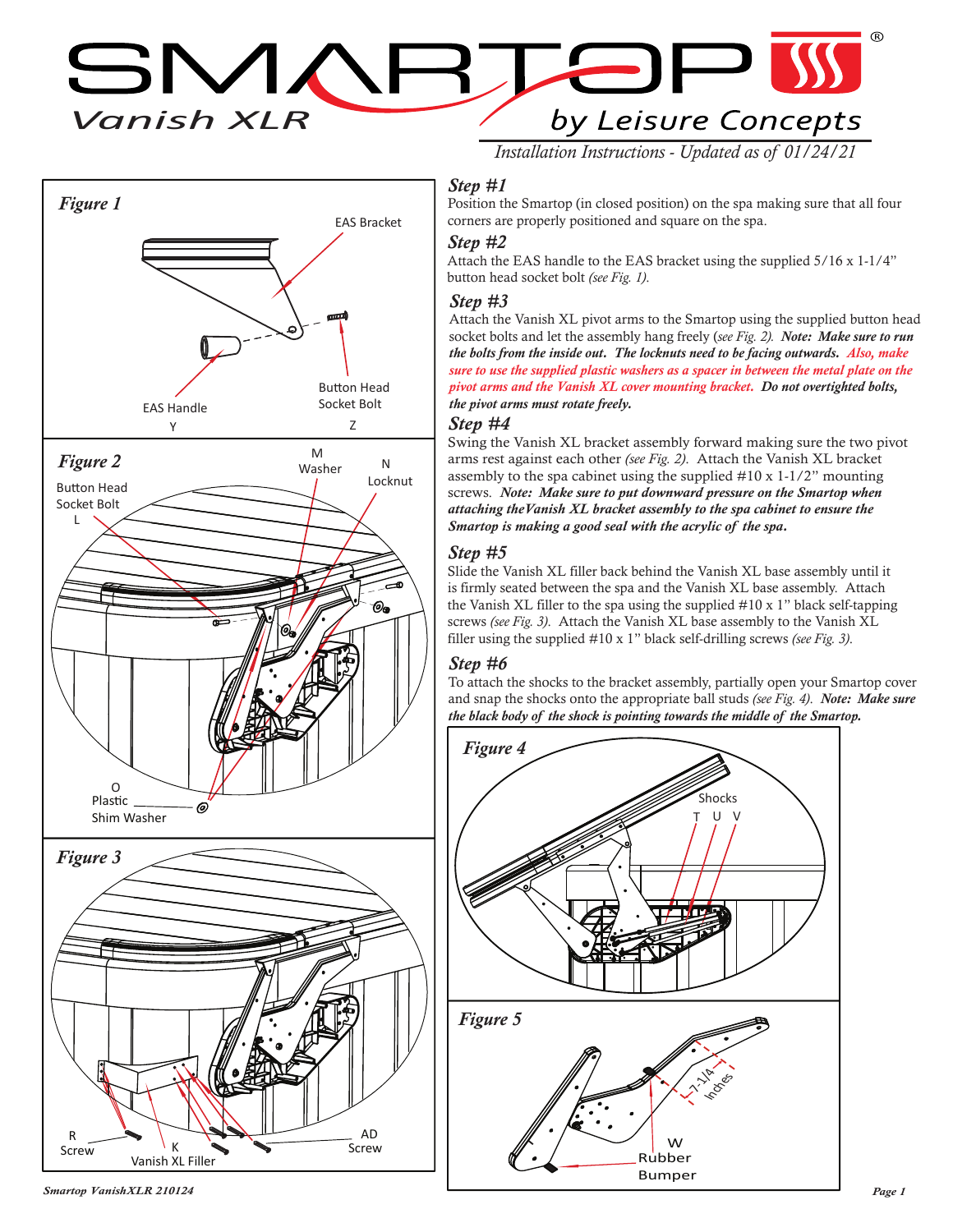# SMARTOP Vanish XLR

by Leisure Concepts

*Installation Instructions - Updated as of 01/24/21*

### *Step #1*

Position the Smartop (in closed position) on the spa making sure that all four corners are properly positioned and square on the spa.

### *Step #2*

Attach the EAS handle to the EAS bracket using the supplied 5/16 x 1-1/4" button head socket bolt *(see Fig. 1).*

### *Step #3*

Attach the Vanish XL pivot arms to the Smartop using the supplied button head socket bolts and let the assembly hang freely (*see Fig. 2). **Note: Make sure to run the bolts from the inside out. The locknuts need to be facing outwards. Also, make sure to use the supplied plastic washers as a spacer in between the metal plate on the pivot arms and the Vanish XL cover mounting bracket. Do not overtighted bolts, the pivot arms must rotate freely.***

### *Step #4*

Swing the Vanish XL bracket assembly forward making sure the two pivot arms rest against each other *(see Fig. 2).* Attach the Vanish XL bracket assembly to the spa cabinet using the supplied #10 x 1-1/2" mounting screws. ***Note: Make sure to put downward pressure on the Smartop when attaching theVanish XL bracket assembly to the spa cabinet to ensure the Smartop is making a good seal with the acrylic of the spa.***

### *Step #5*

Slide the Vanish XL filler back behind the Vanish XL base assembly until it is firmly seated between the spa and the Vanish XL base assembly. Attach the Vanish XL filler to the spa using the supplied #10 x 1" black self-tapping screws *(see Fig. 3).* Attach the Vanish XL base assembly to the Vanish XL filler using the supplied #10 x 1" black self-drilling screws *(see Fig. 3).*

### *Step #6*

To attach the shocks to the bracket assembly, partially open your Smartop cover and snap the shocks onto the appropriate ball studs *(see Fig. 4). **Note: Make sure the black body of the shock is pointing towards the middle of the Smartop.***

*Figure 1*

EAS Bracket; Button Head Socket Bolt Z; EAS Handle Y

*Figure 2*

Button Head Socket Bolt L; M Washer; N Locknut; O Plastic Shim Washer

*Figure 3*

R Screw; K Vanish XL Filler; AD Screw

*Figure 4*

Shocks T U V

*Figure 5*

7-1/4 Inches; W Rubber Bumper

*Smartop VanishXLR 210124*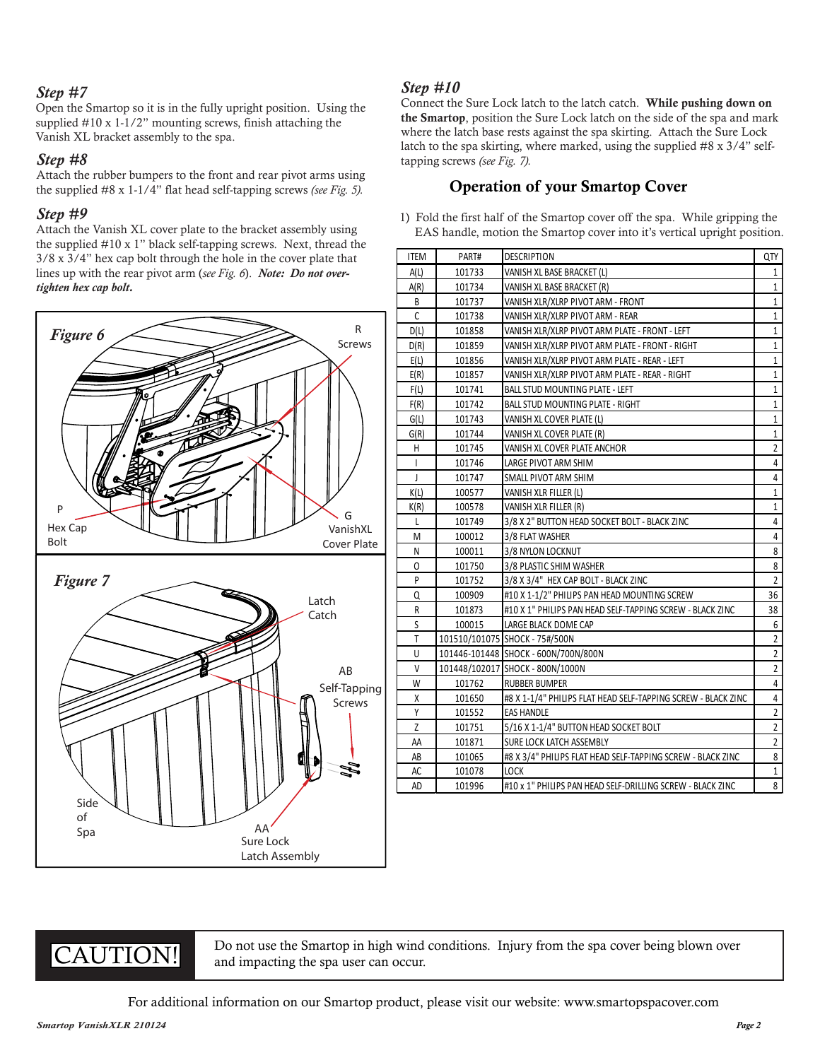### *Step #7*

Open the Smartop so it is in the fully upright position. Using the supplied #10 x 1-1/2" mounting screws, finish attaching the Vanish XL bracket assembly to the spa.

### *Step #8*

Attach the rubber bumpers to the front and rear pivot arms using the supplied #8 x 1-1/4" flat head self-tapping screws *(see Fig. 5).*

### *Step #9*

Attach the Vanish XL cover plate to the bracket assembly using the supplied #10 x 1" black self-tapping screws. Next, thread the 3/8 x 3/4" hex cap bolt through the hole in the cover plate that lines up with the rear pivot arm (*see Fig. 6*). ***Note: Do not over-tighten hex cap bolt.***

*Figure 6*

R
Screws

P
Hex Cap
Bolt

G
VanishXL
Cover Plate

*Figure 7*

Latch
Catch

AB
Self-Tapping
Screws

Side
of
Spa

AA
Sure Lock
Latch Assembly

### *Step #10*

Connect the Sure Lock latch to the latch catch. **While pushing down on the Smartop**, position the Sure Lock latch on the side of the spa and mark where the latch base rests against the spa skirting. Attach the Sure Lock latch to the spa skirting, where marked, using the supplied #8 x 3/4" self-tapping screws *(see Fig. 7).*

## Operation of your Smartop Cover

1) Fold the first half of the Smartop cover off the spa. While gripping the EAS handle, motion the Smartop cover into it's vertical upright position.

| ITEM | PART# | DESCRIPTION | QTY |
|---|---|---|---|
| A(L) | 101733 | VANISH XL BASE BRACKET (L) | 1 |
| A(R) | 101734 | VANISH XL BASE BRACKET (R) | 1 |
| B | 101737 | VANISH XLR/XLRP PIVOT ARM - FRONT | 1 |
| C | 101738 | VANISH XLR/XLRP PIVOT ARM - REAR | 1 |
| D(L) | 101858 | VANISH XLR/XLRP PIVOT ARM PLATE - FRONT - LEFT | 1 |
| D(R) | 101859 | VANISH XLR/XLRP PIVOT ARM PLATE - FRONT - RIGHT | 1 |
| E(L) | 101856 | VANISH XLR/XLRP PIVOT ARM PLATE - REAR - LEFT | 1 |
| E(R) | 101857 | VANISH XLR/XLRP PIVOT ARM PLATE - REAR - RIGHT | 1 |
| F(L) | 101741 | BALL STUD MOUNTING PLATE - LEFT | 1 |
| F(R) | 101742 | BALL STUD MOUNTING PLATE - RIGHT | 1 |
| G(L) | 101743 | VANISH XL COVER PLATE (L) | 1 |
| G(R) | 101744 | VANISH XL COVER PLATE (R) | 1 |
| H | 101745 | VANISH XL COVER PLATE ANCHOR | 2 |
| I | 101746 | LARGE PIVOT ARM SHIM | 4 |
| J | 101747 | SMALL PIVOT ARM SHIM | 4 |
| K(L) | 100577 | VANISH XLR FILLER (L) | 1 |
| K(R) | 100578 | VANISH XLR FILLER (R) | 1 |
| L | 101749 | 3/8 X 2" BUTTON HEAD SOCKET BOLT - BLACK ZINC | 4 |
| M | 100012 | 3/8 FLAT WASHER | 4 |
| N | 100011 | 3/8 NYLON LOCKNUT | 8 |
| O | 101750 | 3/8 PLASTIC SHIM WASHER | 8 |
| P | 101752 | 3/8 X 3/4" HEX CAP BOLT - BLACK ZINC | 2 |
| Q | 100909 | #10 X 1-1/2" PHILIPS PAN HEAD MOUNTING SCREW | 36 |
| R | 101873 | #10 X 1" PHILIPS PAN HEAD SELF-TAPPING SCREW - BLACK ZINC | 38 |
| S | 100015 | LARGE BLACK DOME CAP | 6 |
| T | 101510/101075 | SHOCK - 75#/500N | 2 |
| U | 101446-101448 | SHOCK - 600N/700N/800N | 2 |
| V | 101448/102017 | SHOCK - 800N/1000N | 2 |
| W | 101762 | RUBBER BUMPER | 4 |
| X | 101650 | #8 X 1-1/4" PHILIPS FLAT HEAD SELF-TAPPING SCREW - BLACK ZINC | 4 |
| Y | 101552 | EAS HANDLE | 2 |
| Z | 101751 | 5/16 X 1-1/4" BUTTON HEAD SOCKET BOLT | 2 |
| AA | 101871 | SURE LOCK LATCH ASSEMBLY | 2 |
| AB | 101065 | #8 X 3/4" PHILIPS FLAT HEAD SELF-TAPPING SCREW - BLACK ZINC | 8 |
| AC | 101078 | LOCK | 1 |
| AD | 101996 | #10 x 1" PHILIPS PAN HEAD SELF-DRILLING SCREW - BLACK ZINC | 8 |

**CAUTION!** Do not use the Smartop in high wind conditions. Injury from the spa cover being blown over and impacting the spa user can occur.

For additional information on our Smartop product, please visit our website: www.smartopspacover.com